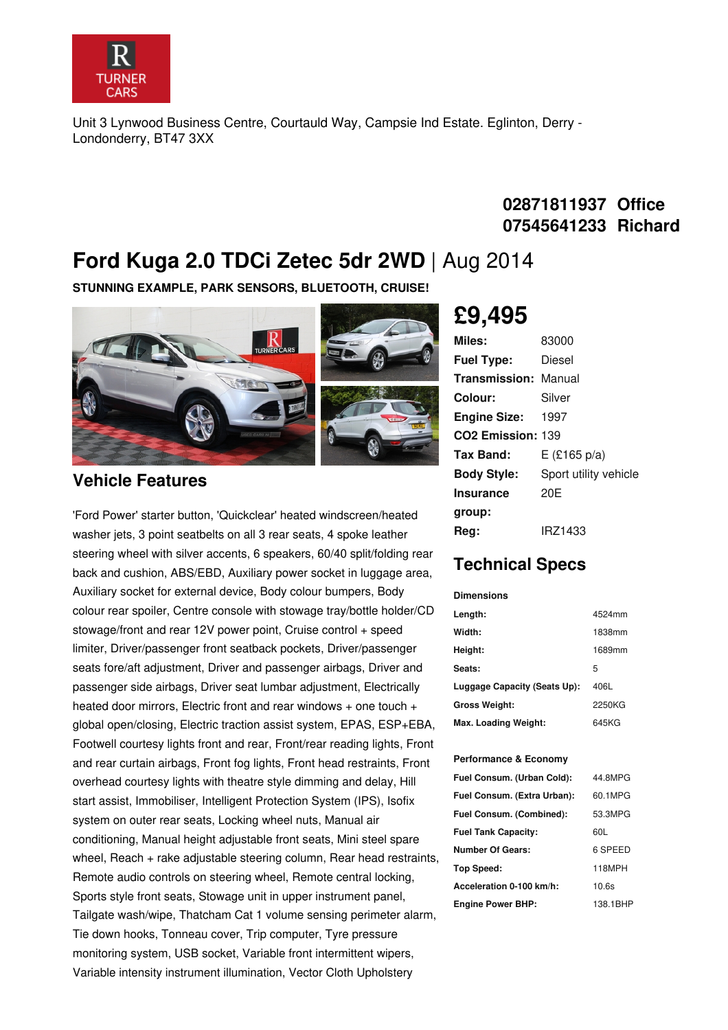R TURNER CARS

Unit 3 Lynwood Business Centre, Courtauld Way, Campsie Ind Estate. Eglinton, Derry - Londonderry, BT47 3XX

**02871811937 Office**
**07545641233 Richard**

# Ford Kuga 2.0 TDCi Zetec 5dr 2WD | Aug 2014

**STUNNING EXAMPLE, PARK SENSORS, BLUETOOTH, CRUISE!**

## £9,495

| | |
|---|---|
| **Miles:** | 83000 |
| **Fuel Type:** | Diesel |
| **Transmission:** | Manual |
| **Colour:** | Silver |
| **Engine Size:** | 1997 |
| **CO2 Emission:** | 139 |
| **Tax Band:** | E (£165 p/a) |
| **Body Style:** | Sport utility vehicle |
| **Insurance group:** | 20E |
| **Reg:** | IRZ1433 |

## Vehicle Features

'Ford Power' starter button, 'Quickclear' heated windscreen/heated washer jets, 3 point seatbelts on all 3 rear seats, 4 spoke leather steering wheel with silver accents, 6 speakers, 60/40 split/folding rear back and cushion, ABS/EBD, Auxiliary power socket in luggage area, Auxiliary socket for external device, Body colour bumpers, Body colour rear spoiler, Centre console with stowage tray/bottle holder/CD stowage/front and rear 12V power point, Cruise control + speed limiter, Driver/passenger front seatback pockets, Driver/passenger seats fore/aft adjustment, Driver and passenger airbags, Driver and passenger side airbags, Driver seat lumbar adjustment, Electrically heated door mirrors, Electric front and rear windows + one touch + global open/closing, Electric traction assist system, EPAS, ESP+EBA, Footwell courtesy lights front and rear, Front/rear reading lights, Front and rear curtain airbags, Front fog lights, Front head restraints, Front overhead courtesy lights with theatre style dimming and delay, Hill start assist, Immobiliser, Intelligent Protection System (IPS), Isofix system on outer rear seats, Locking wheel nuts, Manual air conditioning, Manual height adjustable front seats, Mini steel spare wheel, Reach + rake adjustable steering column, Rear head restraints, Remote audio controls on steering wheel, Remote central locking, Sports style front seats, Stowage unit in upper instrument panel, Tailgate wash/wipe, Thatcham Cat 1 volume sensing perimeter alarm, Tie down hooks, Tonneau cover, Trip computer, Tyre pressure monitoring system, USB socket, Variable front intermittent wipers, Variable intensity instrument illumination, Vector Cloth Upholstery

## Technical Specs

**Dimensions**

| | |
|---|---|
| **Length:** | 4524mm |
| **Width:** | 1838mm |
| **Height:** | 1689mm |
| **Seats:** | 5 |
| **Luggage Capacity (Seats Up):** | 406L |
| **Gross Weight:** | 2250KG |
| **Max. Loading Weight:** | 645KG |

**Performance & Economy**

| | |
|---|---|
| **Fuel Consum. (Urban Cold):** | 44.8MPG |
| **Fuel Consum. (Extra Urban):** | 60.1MPG |
| **Fuel Consum. (Combined):** | 53.3MPG |
| **Fuel Tank Capacity:** | 60L |
| **Number Of Gears:** | 6 SPEED |
| **Top Speed:** | 118MPH |
| **Acceleration 0-100 km/h:** | 10.6s |
| **Engine Power BHP:** | 138.1BHP |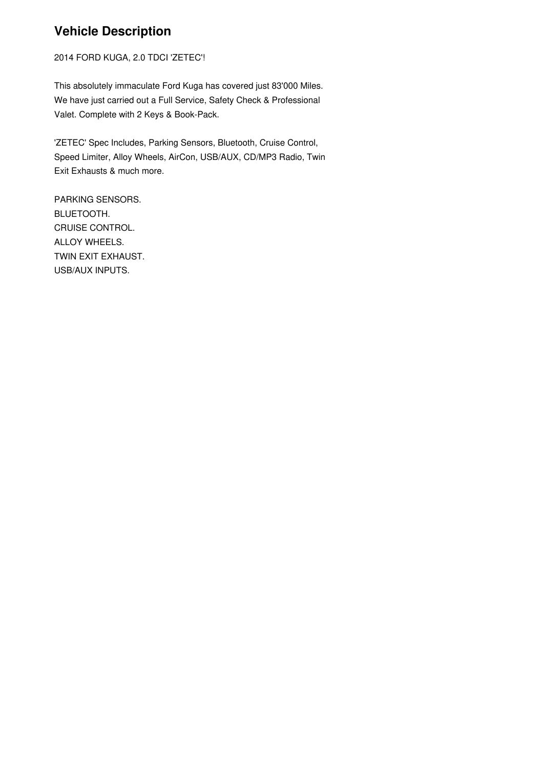## Vehicle Description

2014 FORD KUGA, 2.0 TDCI 'ZETEC'!

This absolutely immaculate Ford Kuga has covered just 83'000 Miles. We have just carried out a Full Service, Safety Check & Professional Valet. Complete with 2 Keys & Book-Pack.

'ZETEC' Spec Includes, Parking Sensors, Bluetooth, Cruise Control, Speed Limiter, Alloy Wheels, AirCon, USB/AUX, CD/MP3 Radio, Twin Exit Exhausts & much more.

PARKING SENSORS.
BLUETOOTH.
CRUISE CONTROL.
ALLOY WHEELS.
TWIN EXIT EXHAUST.
USB/AUX INPUTS.